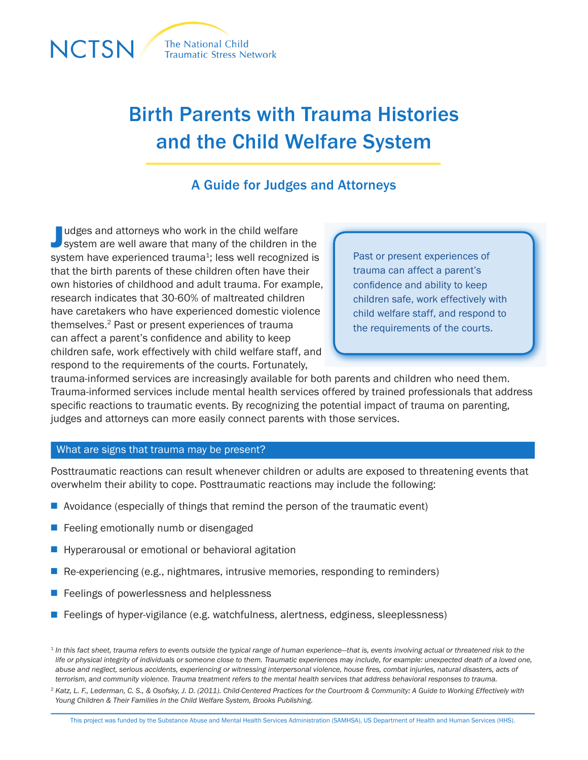NCTSN The National Child Traumatic Stress Network

# Birth Parents with Trauma Histories and the Child Welfare System

## A Guide for Judges and Attorneys

Judges and attorneys who work in the child welfare system are well aware that many of the children in the system have experienced trauma[1]; less well recognized is that the birth parents of these children often have their own histories of childhood and adult trauma. For example, research indicates that 30-60% of maltreated children have caretakers who have experienced domestic violence themselves.[2] Past or present experiences of trauma can affect a parent's confidence and ability to keep children safe, work effectively with child welfare staff, and respond to the requirements of the courts. Fortunately, trauma-informed services are increasingly available for both parents and children who need them. Trauma-informed services include mental health services offered by trained professionals that address specific reactions to traumatic events. By recognizing the potential impact of trauma on parenting, judges and attorneys can more easily connect parents with those services.

> Past or present experiences of trauma can affect a parent's confidence and ability to keep children safe, work effectively with child welfare staff, and respond to the requirements of the courts.

### What are signs that trauma may be present?

Posttraumatic reactions can result whenever children or adults are exposed to threatening events that overwhelm their ability to cope. Posttraumatic reactions may include the following:

- Avoidance (especially of things that remind the person of the traumatic event)
- Feeling emotionally numb or disengaged
- Hyperarousal or emotional or behavioral agitation
- Re-experiencing (e.g., nightmares, intrusive memories, responding to reminders)
- Feelings of powerlessness and helplessness
- Feelings of hyper-vigilance (e.g. watchfulness, alertness, edginess, sleeplessness)

---

[1] *In this fact sheet, trauma refers to events outside the typical range of human experience—that is, events involving actual or threatened risk to the life or physical integrity of individuals or someone close to them. Traumatic experiences may include, for example: unexpected death of a loved one, abuse and neglect, serious accidents, experiencing or witnessing interpersonal violence, house fires, combat injuries, natural disasters, acts of terrorism, and community violence. Trauma treatment refers to the mental health services that address behavioral responses to trauma.*

[2] *Katz, L. F., Lederman, C. S., & Osofsky, J. D. (2011). Child-Centered Practices for the Courtroom & Community: A Guide to Working Effectively with Young Children & Their Families in the Child Welfare System, Brooks Publishing.*

This project was funded by the Substance Abuse and Mental Health Services Administration (SAMHSA), US Department of Health and Human Services (HHS).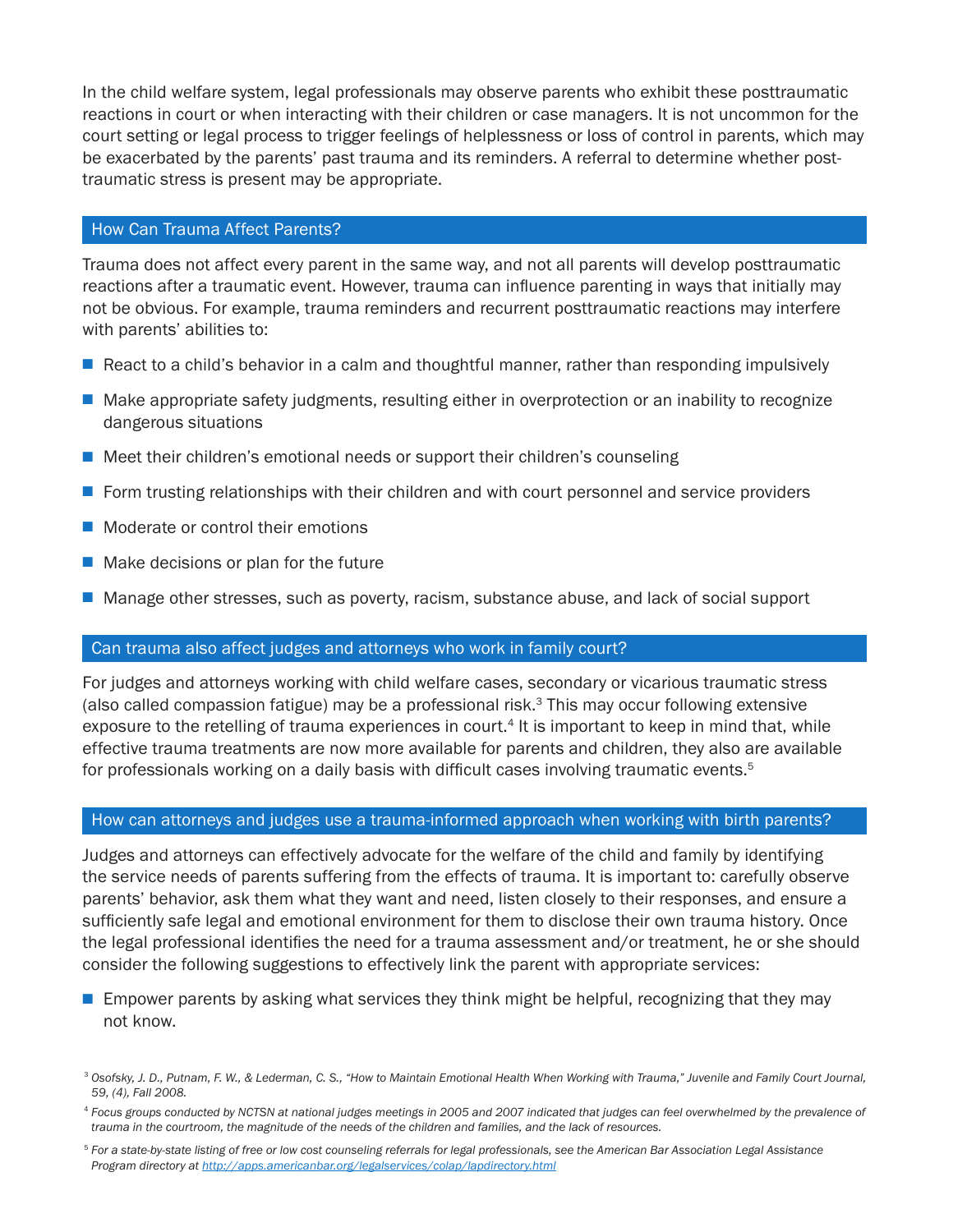In the child welfare system, legal professionals may observe parents who exhibit these posttraumatic reactions in court or when interacting with their children or case managers. It is not uncommon for the court setting or legal process to trigger feelings of helplessness or loss of control in parents, which may be exacerbated by the parents' past trauma and its reminders. A referral to determine whether post-traumatic stress is present may be appropriate.

## How Can Trauma Affect Parents?

Trauma does not affect every parent in the same way, and not all parents will develop posttraumatic reactions after a traumatic event. However, trauma can influence parenting in ways that initially may not be obvious. For example, trauma reminders and recurrent posttraumatic reactions may interfere with parents' abilities to:

- React to a child's behavior in a calm and thoughtful manner, rather than responding impulsively
- Make appropriate safety judgments, resulting either in overprotection or an inability to recognize dangerous situations
- Meet their children's emotional needs or support their children's counseling
- Form trusting relationships with their children and with court personnel and service providers
- Moderate or control their emotions
- Make decisions or plan for the future
- Manage other stresses, such as poverty, racism, substance abuse, and lack of social support

## Can trauma also affect judges and attorneys who work in family court?

For judges and attorneys working with child welfare cases, secondary or vicarious traumatic stress (also called compassion fatigue) may be a professional risk.[3] This may occur following extensive exposure to the retelling of trauma experiences in court.[4] It is important to keep in mind that, while effective trauma treatments are now more available for parents and children, they also are available for professionals working on a daily basis with difficult cases involving traumatic events.[5]

## How can attorneys and judges use a trauma-informed approach when working with birth parents?

Judges and attorneys can effectively advocate for the welfare of the child and family by identifying the service needs of parents suffering from the effects of trauma. It is important to: carefully observe parents' behavior, ask them what they want and need, listen closely to their responses, and ensure a sufficiently safe legal and emotional environment for them to disclose their own trauma history. Once the legal professional identifies the need for a trauma assessment and/or treatment, he or she should consider the following suggestions to effectively link the parent with appropriate services:

- Empower parents by asking what services they think might be helpful, recognizing that they may not know.

---

[3] *Osofsky, J. D., Putnam, F. W., & Lederman, C. S., "How to Maintain Emotional Health When Working with Trauma," Juvenile and Family Court Journal, 59, (4), Fall 2008.*

[4] *Focus groups conducted by NCTSN at national judges meetings in 2005 and 2007 indicated that judges can feel overwhelmed by the prevalence of trauma in the courtroom, the magnitude of the needs of the children and families, and the lack of resources.*

[5] *For a state-by-state listing of free or low cost counseling referrals for legal professionals, see the American Bar Association Legal Assistance Program directory at http://apps.americanbar.org/legalservices/colap/lapdirectory.html*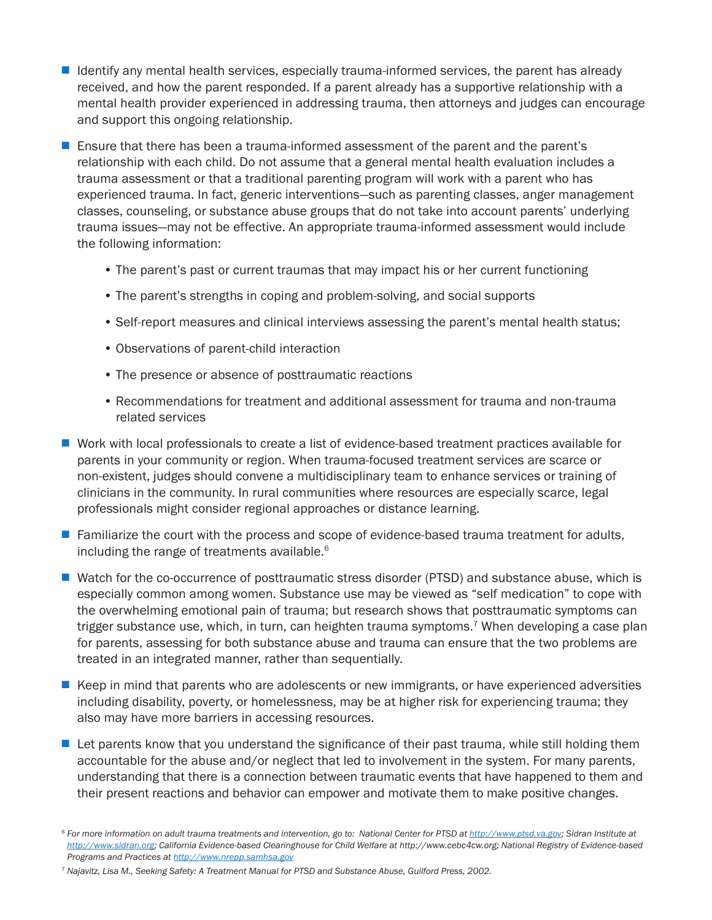- Identify any mental health services, especially trauma-informed services, the parent has already received, and how the parent responded. If a parent already has a supportive relationship with a mental health provider experienced in addressing trauma, then attorneys and judges can encourage and support this ongoing relationship.
- Ensure that there has been a trauma-informed assessment of the parent and the parent's relationship with each child. Do not assume that a general mental health evaluation includes a trauma assessment or that a traditional parenting program will work with a parent who has experienced trauma. In fact, generic interventions—such as parenting classes, anger management classes, counseling, or substance abuse groups that do not take into account parents' underlying trauma issues—may not be effective. An appropriate trauma-informed assessment would include the following information:
  - The parent's past or current traumas that may impact his or her current functioning
  - The parent's strengths in coping and problem-solving, and social supports
  - Self-report measures and clinical interviews assessing the parent's mental health status;
  - Observations of parent-child interaction
  - The presence or absence of posttraumatic reactions
  - Recommendations for treatment and additional assessment for trauma and non-trauma related services
- Work with local professionals to create a list of evidence-based treatment practices available for parents in your community or region. When trauma-focused treatment services are scarce or non-existent, judges should convene a multidisciplinary team to enhance services or training of clinicians in the community. In rural communities where resources are especially scarce, legal professionals might consider regional approaches or distance learning.
- Familiarize the court with the process and scope of evidence-based trauma treatment for adults, including the range of treatments available.[6]
- Watch for the co-occurrence of posttraumatic stress disorder (PTSD) and substance abuse, which is especially common among women. Substance use may be viewed as "self medication" to cope with the overwhelming emotional pain of trauma; but research shows that posttraumatic symptoms can trigger substance use, which, in turn, can heighten trauma symptoms.[7] When developing a case plan for parents, assessing for both substance abuse and trauma can ensure that the two problems are treated in an integrated manner, rather than sequentially.
- Keep in mind that parents who are adolescents or new immigrants, or have experienced adversities including disability, poverty, or homelessness, may be at higher risk for experiencing trauma; they also may have more barriers in accessing resources.
- Let parents know that you understand the significance of their past trauma, while still holding them accountable for the abuse and/or neglect that led to involvement in the system. For many parents, understanding that there is a connection between traumatic events that have happened to them and their present reactions and behavior can empower and motivate them to make positive changes.

---

[6] *For more information on adult trauma treatments and intervention, go to: National Center for PTSD at http://www.ptsd.va.gov; Sidran Institute at http://www.sidran.org; California Evidence-based Clearinghouse for Child Welfare at http://www.cebc4cw.org; National Registry of Evidence-based Programs and Practices at http://www.nrepp.samhsa.gov*

[7] *Najavitz, Lisa M., Seeking Safety: A Treatment Manual for PTSD and Substance Abuse, Guilford Press, 2002.*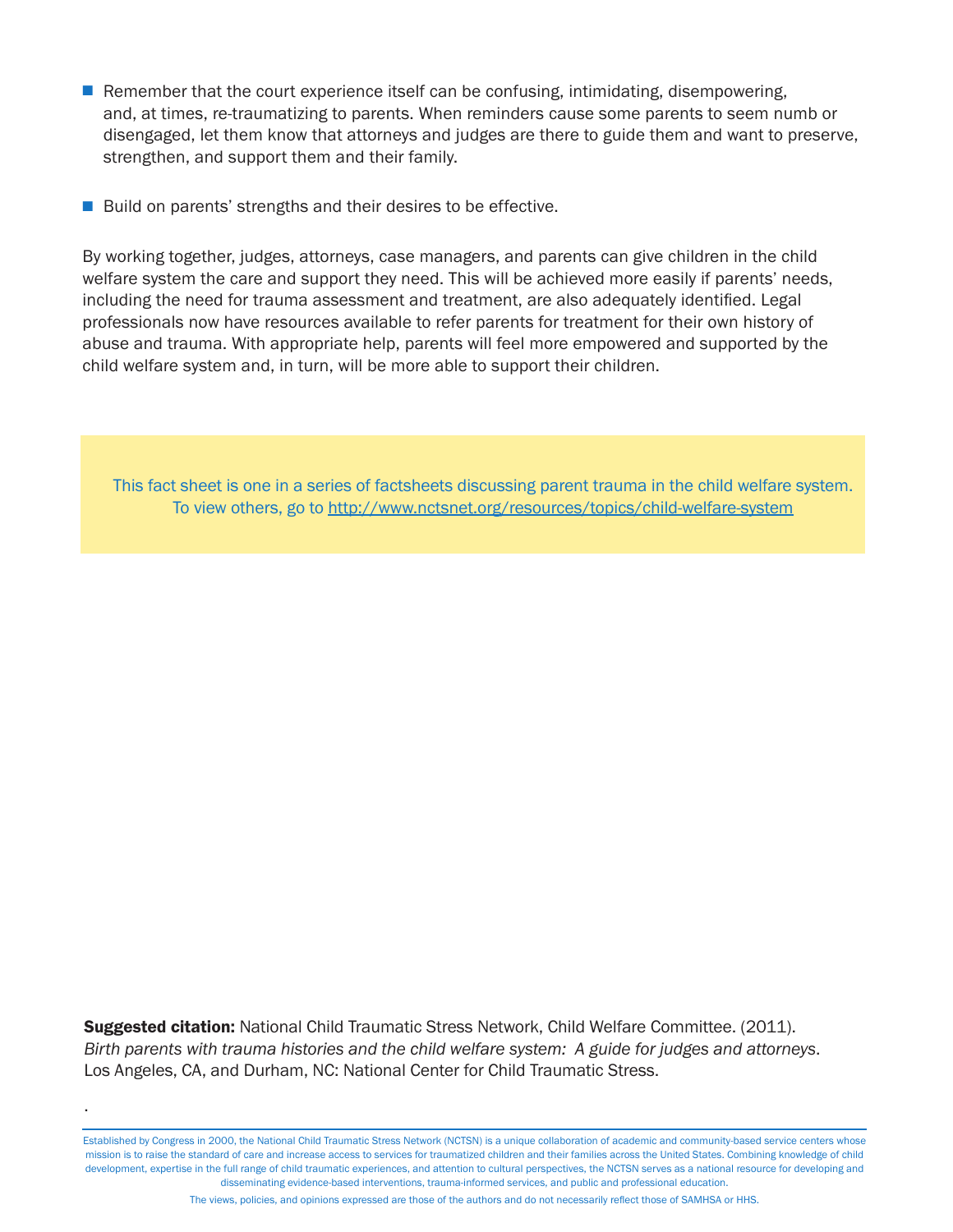- Remember that the court experience itself can be confusing, intimidating, disempowering, and, at times, re-traumatizing to parents. When reminders cause some parents to seem numb or disengaged, let them know that attorneys and judges are there to guide them and want to preserve, strengthen, and support them and their family.
- Build on parents' strengths and their desires to be effective.

By working together, judges, attorneys, case managers, and parents can give children in the child welfare system the care and support they need. This will be achieved more easily if parents' needs, including the need for trauma assessment and treatment, are also adequately identified. Legal professionals now have resources available to refer parents for treatment for their own history of abuse and trauma. With appropriate help, parents will feel more empowered and supported by the child welfare system and, in turn, will be more able to support their children.

This fact sheet is one in a series of factsheets discussing parent trauma in the child welfare system. To view others, go to http://www.nctsnet.org/resources/topics/child-welfare-system

**Suggested citation:** National Child Traumatic Stress Network, Child Welfare Committee. (2011). *Birth parents with trauma histories and the child welfare system: A guide for judges and attorneys*. Los Angeles, CA, and Durham, NC: National Center for Child Traumatic Stress.

.

Established by Congress in 2000, the National Child Traumatic Stress Network (NCTSN) is a unique collaboration of academic and community-based service centers whose mission is to raise the standard of care and increase access to services for traumatized children and their families across the United States. Combining knowledge of child development, expertise in the full range of child traumatic experiences, and attention to cultural perspectives, the NCTSN serves as a national resource for developing and disseminating evidence-based interventions, trauma-informed services, and public and professional education.

The views, policies, and opinions expressed are those of the authors and do not necessarily reflect those of SAMHSA or HHS.